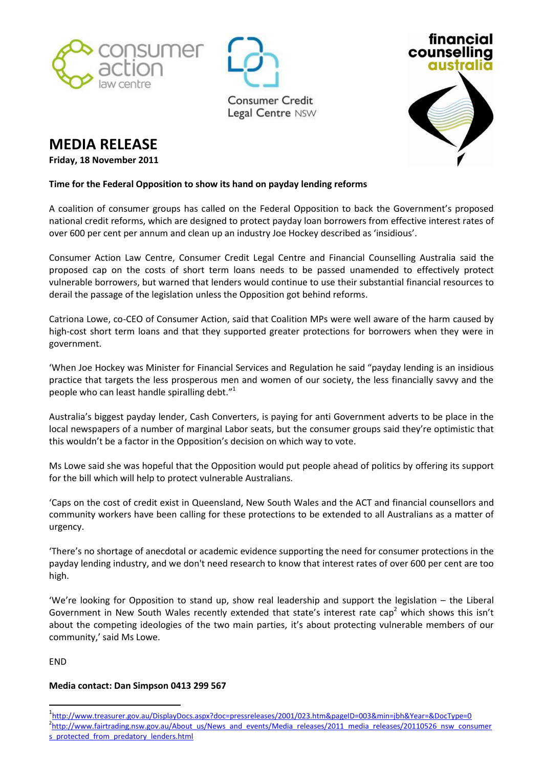# MEDIA RELEASE

**Friday, 18 November 2011**

**Time for the Federal Opposition to show its hand on payday lending reforms**

A coalition of consumer groups has called on the Federal Opposition to back the Government's proposed national credit reforms, which are designed to protect payday loan borrowers from effective interest rates of over 600 per cent per annum and clean up an industry Joe Hockey described as 'insidious'.

Consumer Action Law Centre, Consumer Credit Legal Centre and Financial Counselling Australia said the proposed cap on the costs of short term loans needs to be passed unamended to effectively protect vulnerable borrowers, but warned that lenders would continue to use their substantial financial resources to derail the passage of the legislation unless the Opposition got behind reforms.

Catriona Lowe, co-CEO of Consumer Action, said that Coalition MPs were well aware of the harm caused by high-cost short term loans and that they supported greater protections for borrowers when they were in government.

'When Joe Hockey was Minister for Financial Services and Regulation he said "payday lending is an insidious practice that targets the less prosperous men and women of our society, the less financially savvy and the people who can least handle spiralling debt."[1]

Australia's biggest payday lender, Cash Converters, is paying for anti Government adverts to be place in the local newspapers of a number of marginal Labor seats, but the consumer groups said they're optimistic that this wouldn't be a factor in the Opposition's decision on which way to vote.

Ms Lowe said she was hopeful that the Opposition would put people ahead of politics by offering its support for the bill which will help to protect vulnerable Australians.

'Caps on the cost of credit exist in Queensland, New South Wales and the ACT and financial counsellors and community workers have been calling for these protections to be extended to all Australians as a matter of urgency.

'There's no shortage of anecdotal or academic evidence supporting the need for consumer protections in the payday lending industry, and we don't need research to know that interest rates of over 600 per cent are too high.

'We're looking for Opposition to stand up, show real leadership and support the legislation – the Liberal Government in New South Wales recently extended that state's interest rate cap[2] which shows this isn't about the competing ideologies of the two main parties, it's about protecting vulnerable members of our community,' said Ms Lowe.

END

**Media contact: Dan Simpson 0413 299 567**

---

[1] http://www.treasurer.gov.au/DisplayDocs.aspx?doc=pressreleases/2001/023.htm&pageID=003&min=jbh&Year=&DocType=0

[2] http://www.fairtrading.nsw.gov.au/About_us/News_and_events/Media_releases/2011_media_releases/20110526_nsw_consumers_protected_from_predatory_lenders.html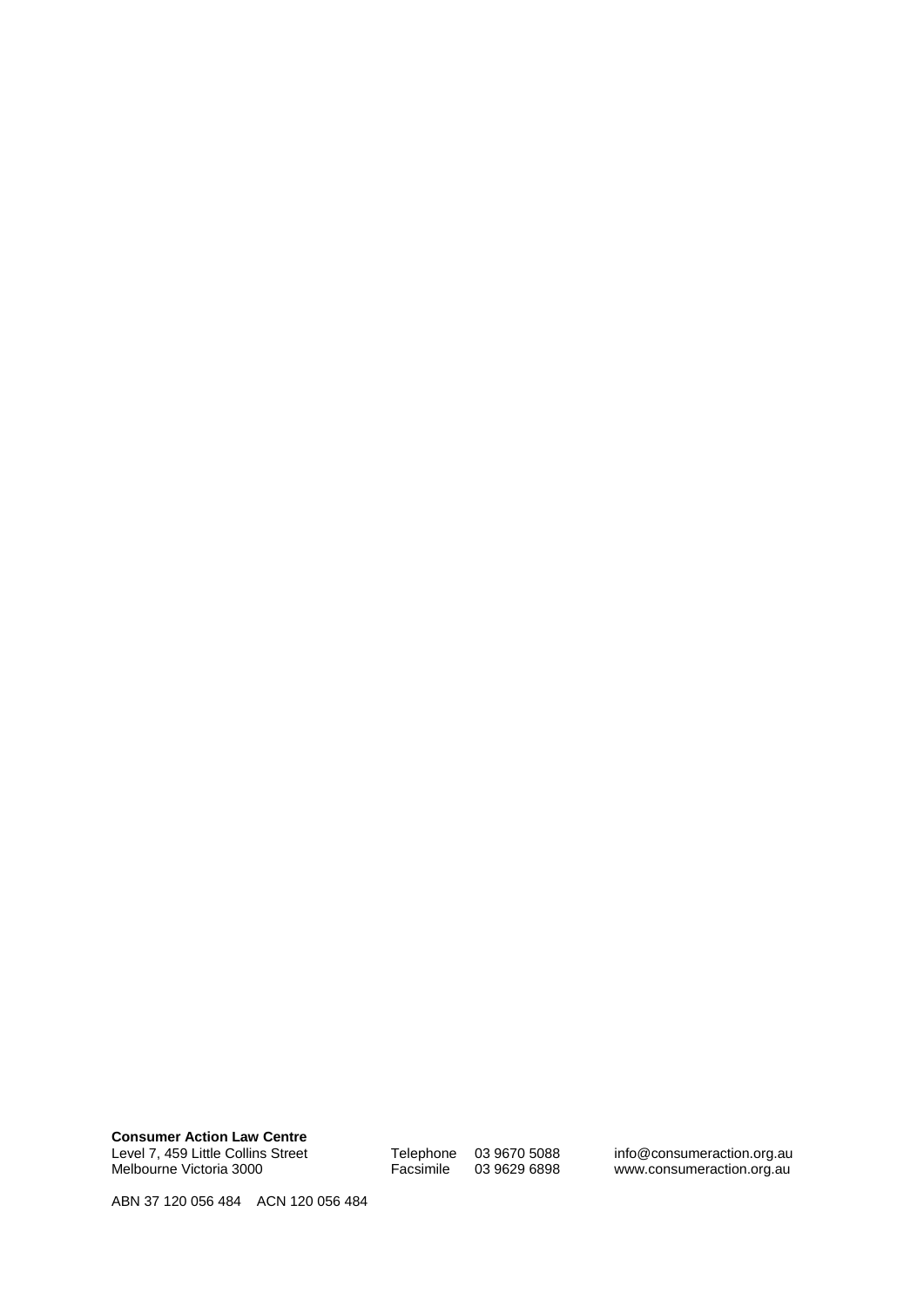**Consumer Action Law Centre**
Level 7, 459 Little Collins Street
Melbourne Victoria 3000

Telephone 03 9670 5088
Facsimile 03 9629 6898

info@consumeraction.org.au
www.consumeraction.org.au

ABN 37 120 056 484 ACN 120 056 484